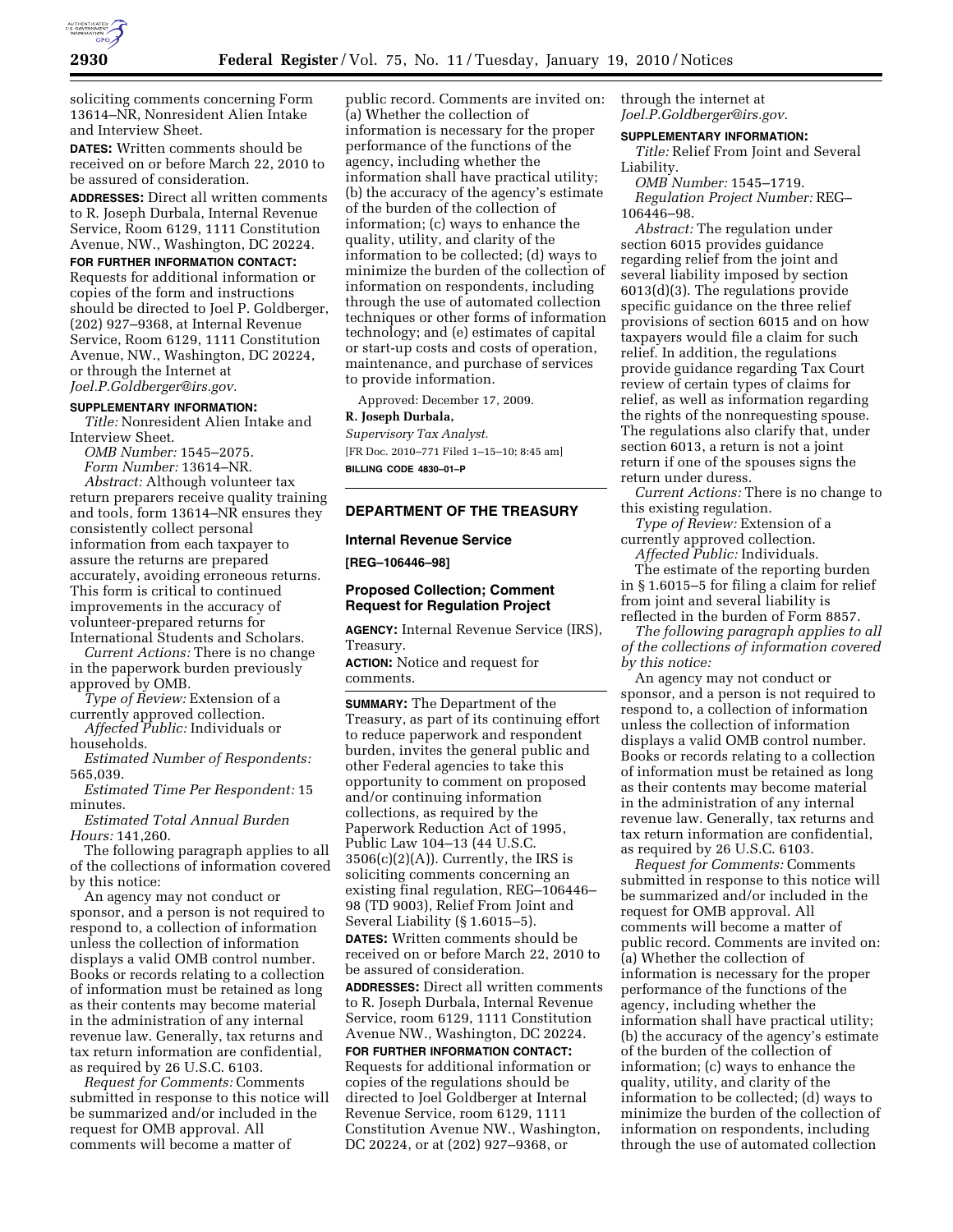soliciting comments concerning Form 13614–NR, Nonresident Alien Intake and Interview Sheet.

**DATES:** Written comments should be received on or before March 22, 2010 to be assured of consideration.

**ADDRESSES:** Direct all written comments to R. Joseph Durbala, Internal Revenue Service, Room 6129, 1111 Constitution Avenue, NW., Washington, DC 20224.

**FOR FURTHER INFORMATION CONTACT:** Requests for additional information or copies of the form and instructions should be directed to Joel P. Goldberger, (202) 927–9368, at Internal Revenue Service, Room 6129, 1111 Constitution Avenue, NW., Washington, DC 20224, or through the Internet at *Joel.P.Goldberger@irs.gov.*

**SUPPLEMENTARY INFORMATION:**

*Title:* Nonresident Alien Intake and Interview Sheet.

*OMB Number:* 1545–2075.

*Form Number:* 13614–NR.

*Abstract:* Although volunteer tax return preparers receive quality training and tools, form 13614–NR ensures they consistently collect personal information from each taxpayer to assure the returns are prepared accurately, avoiding erroneous returns. This form is critical to continued improvements in the accuracy of volunteer-prepared returns for International Students and Scholars.

*Current Actions:* There is no change in the paperwork burden previously approved by OMB.

*Type of Review:* Extension of a currently approved collection.

*Affected Public:* Individuals or households.

*Estimated Number of Respondents:* 565,039.

*Estimated Time Per Respondent:* 15 minutes.

*Estimated Total Annual Burden Hours:* 141,260.

The following paragraph applies to all of the collections of information covered by this notice:

An agency may not conduct or sponsor, and a person is not required to respond to, a collection of information unless the collection of information displays a valid OMB control number. Books or records relating to a collection of information must be retained as long as their contents may become material in the administration of any internal revenue law. Generally, tax returns and tax return information are confidential, as required by 26 U.S.C. 6103.

*Request for Comments:* Comments submitted in response to this notice will be summarized and/or included in the request for OMB approval. All comments will become a matter of public record. Comments are invited on: (a) Whether the collection of information is necessary for the proper performance of the functions of the agency, including whether the information shall have practical utility; (b) the accuracy of the agency's estimate of the burden of the collection of information; (c) ways to enhance the quality, utility, and clarity of the information to be collected; (d) ways to minimize the burden of the collection of information on respondents, including through the use of automated collection techniques or other forms of information technology; and (e) estimates of capital or start-up costs and costs of operation, maintenance, and purchase of services to provide information.

Approved: December 17, 2009.

**R. Joseph Durbala,**

*Supervisory Tax Analyst.*

[FR Doc. 2010–771 Filed 1–15–10; 8:45 am]

**BILLING CODE 4830–01–P**

## DEPARTMENT OF THE TREASURY

### Internal Revenue Service

**[REG–106446–98]**

### Proposed Collection; Comment Request for Regulation Project

**AGENCY:** Internal Revenue Service (IRS), Treasury.

**ACTION:** Notice and request for comments.

**SUMMARY:** The Department of the Treasury, as part of its continuing effort to reduce paperwork and respondent burden, invites the general public and other Federal agencies to take this opportunity to comment on proposed and/or continuing information collections, as required by the Paperwork Reduction Act of 1995, Public Law 104–13 (44 U.S.C. 3506(c)(2)(A)). Currently, the IRS is soliciting comments concerning an existing final regulation, REG–106446–98 (TD 9003), Relief From Joint and Several Liability (§ 1.6015–5).

**DATES:** Written comments should be received on or before March 22, 2010 to be assured of consideration.

**ADDRESSES:** Direct all written comments to R. Joseph Durbala, Internal Revenue Service, room 6129, 1111 Constitution Avenue NW., Washington, DC 20224.

**FOR FURTHER INFORMATION CONTACT:** Requests for additional information or copies of the regulations should be directed to Joel Goldberger at Internal Revenue Service, room 6129, 1111 Constitution Avenue NW., Washington, DC 20224, or at (202) 927–9368, or through the internet at *Joel.P.Goldberger@irs.gov.*

**SUPPLEMENTARY INFORMATION:**

*Title:* Relief From Joint and Several Liability.

*OMB Number:* 1545–1719.

*Regulation Project Number:* REG–106446–98.

*Abstract:* The regulation under section 6015 provides guidance regarding relief from the joint and several liability imposed by section 6013(d)(3). The regulations provide specific guidance on the three relief provisions of section 6015 and on how taxpayers would file a claim for such relief. In addition, the regulations provide guidance regarding Tax Court review of certain types of claims for relief, as well as information regarding the rights of the nonrequesting spouse. The regulations also clarify that, under section 6013, a return is not a joint return if one of the spouses signs the return under duress.

*Current Actions:* There is no change to this existing regulation.

*Type of Review:* Extension of a currently approved collection.

*Affected Public:* Individuals.

The estimate of the reporting burden in § 1.6015–5 for filing a claim for relief from joint and several liability is reflected in the burden of Form 8857.

*The following paragraph applies to all of the collections of information covered by this notice:*

An agency may not conduct or sponsor, and a person is not required to respond to, a collection of information unless the collection of information displays a valid OMB control number. Books or records relating to a collection of information must be retained as long as their contents may become material in the administration of any internal revenue law. Generally, tax returns and tax return information are confidential, as required by 26 U.S.C. 6103.

*Request for Comments:* Comments submitted in response to this notice will be summarized and/or included in the request for OMB approval. All comments will become a matter of public record. Comments are invited on: (a) Whether the collection of information is necessary for the proper performance of the functions of the agency, including whether the information shall have practical utility; (b) the accuracy of the agency's estimate of the burden of the collection of information; (c) ways to enhance the quality, utility, and clarity of the information to be collected; (d) ways to minimize the burden of the collection of information on respondents, including through the use of automated collection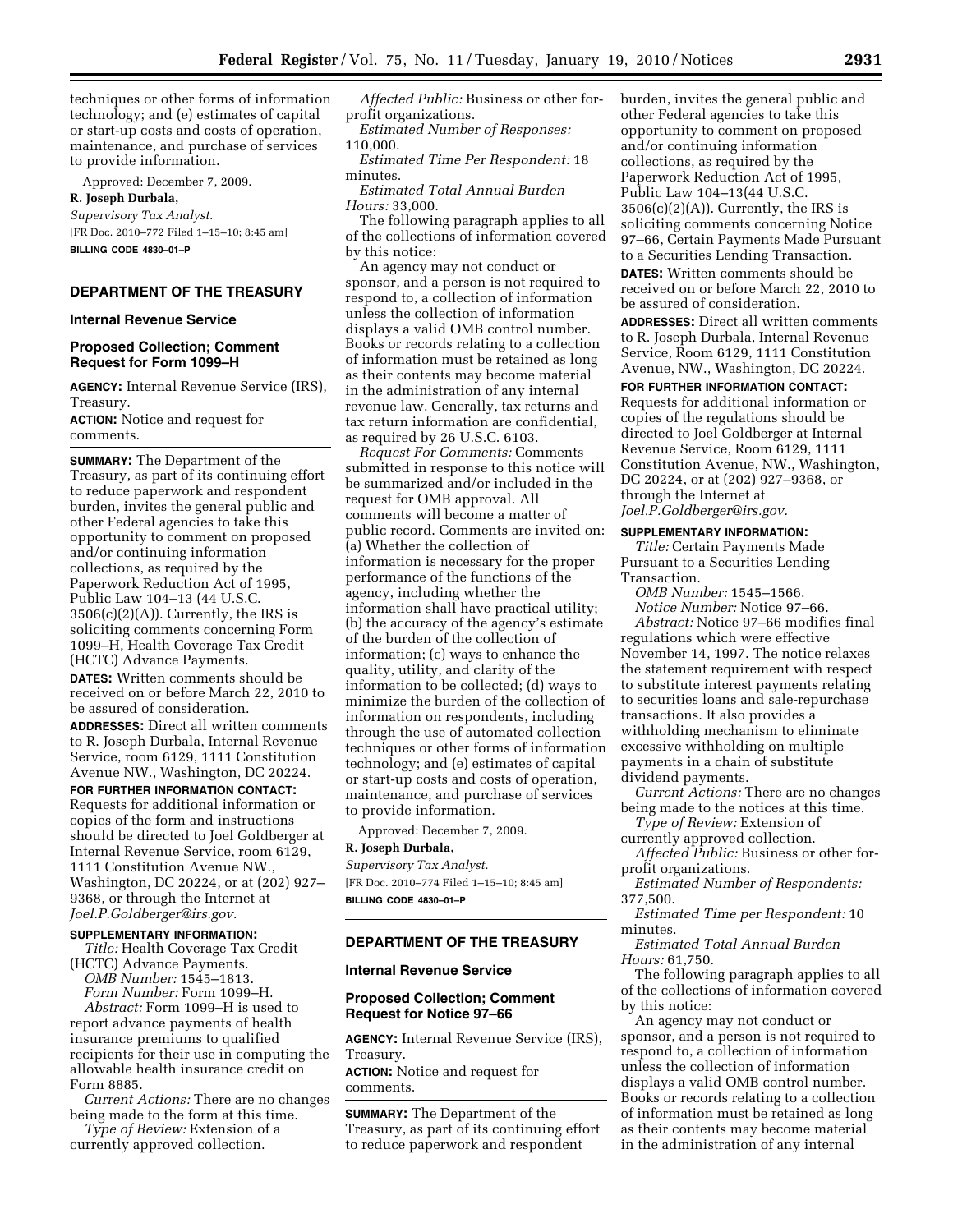techniques or other forms of information technology; and (e) estimates of capital or start-up costs and costs of operation, maintenance, and purchase of services to provide information.

Approved: December 7, 2009.

**R. Joseph Durbala,**

*Supervisory Tax Analyst.*

[FR Doc. 2010–772 Filed 1–15–10; 8:45 am]

**BILLING CODE 4830–01–P**

## DEPARTMENT OF THE TREASURY

### Internal Revenue Service

### Proposed Collection; Comment Request for Form 1099–H

**AGENCY:** Internal Revenue Service (IRS), Treasury.

**ACTION:** Notice and request for comments.

**SUMMARY:** The Department of the Treasury, as part of its continuing effort to reduce paperwork and respondent burden, invites the general public and other Federal agencies to take this opportunity to comment on proposed and/or continuing information collections, as required by the Paperwork Reduction Act of 1995, Public Law 104–13 (44 U.S.C. 3506(c)(2)(A)). Currently, the IRS is soliciting comments concerning Form 1099–H, Health Coverage Tax Credit (HCTC) Advance Payments.

**DATES:** Written comments should be received on or before March 22, 2010 to be assured of consideration.

**ADDRESSES:** Direct all written comments to R. Joseph Durbala, Internal Revenue Service, room 6129, 1111 Constitution Avenue NW., Washington, DC 20224.

**FOR FURTHER INFORMATION CONTACT:** Requests for additional information or copies of the form and instructions should be directed to Joel Goldberger at Internal Revenue Service, room 6129, 1111 Constitution Avenue NW., Washington, DC 20224, or at (202) 927–9368, or through the Internet at *Joel.P.Goldberger@irs.gov.*

**SUPPLEMENTARY INFORMATION:**

*Title:* Health Coverage Tax Credit (HCTC) Advance Payments.

*OMB Number:* 1545–1813.

*Form Number:* Form 1099–H.

*Abstract:* Form 1099–H is used to report advance payments of health insurance premiums to qualified recipients for their use in computing the allowable health insurance credit on Form 8885.

*Current Actions:* There are no changes being made to the form at this time.

*Type of Review:* Extension of a currently approved collection.

*Affected Public:* Business or other for-profit organizations.

*Estimated Number of Responses:* 110,000.

*Estimated Time Per Respondent:* 18 minutes.

*Estimated Total Annual Burden Hours:* 33,000.

The following paragraph applies to all of the collections of information covered by this notice:

An agency may not conduct or sponsor, and a person is not required to respond to, a collection of information unless the collection of information displays a valid OMB control number. Books or records relating to a collection of information must be retained as long as their contents may become material in the administration of any internal revenue law. Generally, tax returns and tax return information are confidential, as required by 26 U.S.C. 6103.

*Request For Comments:* Comments submitted in response to this notice will be summarized and/or included in the request for OMB approval. All comments will become a matter of public record. Comments are invited on: (a) Whether the collection of information is necessary for the proper performance of the functions of the agency, including whether the information shall have practical utility; (b) the accuracy of the agency's estimate of the burden of the collection of information; (c) ways to enhance the quality, utility, and clarity of the information to be collected; (d) ways to minimize the burden of the collection of information on respondents, including through the use of automated collection techniques or other forms of information technology; and (e) estimates of capital or start-up costs and costs of operation, maintenance, and purchase of services to provide information.

Approved: December 7, 2009.

**R. Joseph Durbala,**

*Supervisory Tax Analyst.*

[FR Doc. 2010–774 Filed 1–15–10; 8:45 am]

**BILLING CODE 4830–01–P**

## DEPARTMENT OF THE TREASURY

### Internal Revenue Service

### Proposed Collection; Comment Request for Notice 97–66

**AGENCY:** Internal Revenue Service (IRS), Treasury.

**ACTION:** Notice and request for comments.

**SUMMARY:** The Department of the Treasury, as part of its continuing effort to reduce paperwork and respondent burden, invites the general public and other Federal agencies to take this opportunity to comment on proposed and/or continuing information collections, as required by the Paperwork Reduction Act of 1995, Public Law 104–13(44 U.S.C. 3506(c)(2)(A)). Currently, the IRS is soliciting comments concerning Notice 97–66, Certain Payments Made Pursuant to a Securities Lending Transaction.

**DATES:** Written comments should be received on or before March 22, 2010 to be assured of consideration.

**ADDRESSES:** Direct all written comments to R. Joseph Durbala, Internal Revenue Service, Room 6129, 1111 Constitution Avenue, NW., Washington, DC 20224.

**FOR FURTHER INFORMATION CONTACT:** Requests for additional information or copies of the regulations should be directed to Joel Goldberger at Internal Revenue Service, Room 6129, 1111 Constitution Avenue, NW., Washington, DC 20224, or at (202) 927–9368, or through the Internet at *Joel.P.Goldberger@irs.gov.*

**SUPPLEMENTARY INFORMATION:**

*Title:* Certain Payments Made Pursuant to a Securities Lending Transaction.

*OMB Number:* 1545–1566.

*Notice Number:* Notice 97–66.

*Abstract:* Notice 97–66 modifies final regulations which were effective November 14, 1997. The notice relaxes the statement requirement with respect to substitute interest payments relating to securities loans and sale-repurchase transactions. It also provides a withholding mechanism to eliminate excessive withholding on multiple payments in a chain of substitute dividend payments.

*Current Actions:* There are no changes being made to the notices at this time.

*Type of Review:* Extension of currently approved collection.

*Affected Public:* Business or other for-profit organizations.

*Estimated Number of Respondents:* 377,500.

*Estimated Time per Respondent:* 10 minutes.

*Estimated Total Annual Burden Hours:* 61,750.

The following paragraph applies to all of the collections of information covered by this notice:

An agency may not conduct or sponsor, and a person is not required to respond to, a collection of information unless the collection of information displays a valid OMB control number. Books or records relating to a collection of information must be retained as long as their contents may become material in the administration of any internal